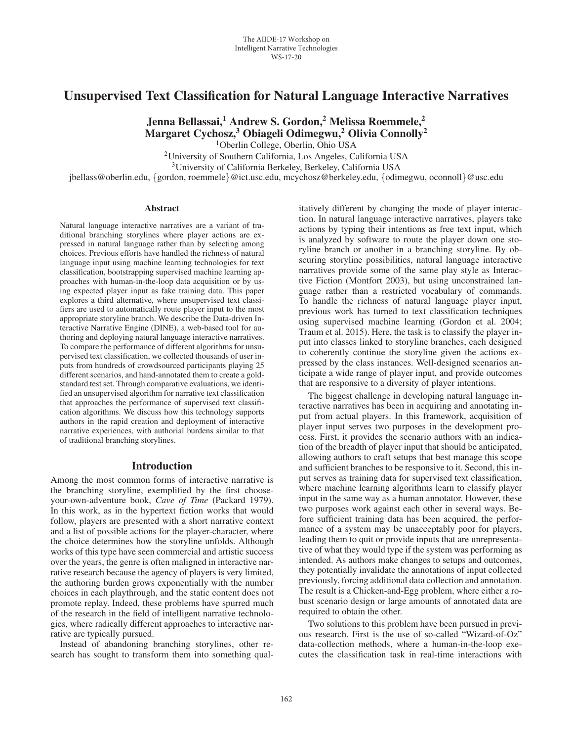# Unsupervised Text Classification for Natural Language Interactive Narratives

**Jenna Bellassai,[1] Andrew S. Gordon,[2] Melissa Roemmele,[2] Margaret Cychosz,[3] Obiageli Odimegwu,[2] Olivia Connolly[2]**

[1]Oberlin College, Oberlin, Ohio USA
[2]University of Southern California, Los Angeles, California USA
[3]University of California Berkeley, Berkeley, California USA

jbellass@oberlin.edu, {gordon, roemmele}@ict.usc.edu, mcychosz@berkeley.edu, {odimegwu, oconnoll}@usc.edu

### Abstract

Natural language interactive narratives are a variant of traditional branching storylines where player actions are expressed in natural language rather than by selecting among choices. Previous efforts have handled the richness of natural language input using machine learning technologies for text classification, bootstrapping supervised machine learning approaches with human-in-the-loop data acquisition or by using expected player input as fake training data. This paper explores a third alternative, where unsupervised text classifiers are used to automatically route player input to the most appropriate storyline branch. We describe the Data-driven Interactive Narrative Engine (DINE), a web-based tool for authoring and deploying natural language interactive narratives. To compare the performance of different algorithms for unsupervised text classification, we collected thousands of user inputs from hundreds of crowdsourced participants playing 25 different scenarios, and hand-annotated them to create a gold-standard test set. Through comparative evaluations, we identified an unsupervised algorithm for narrative text classification that approaches the performance of supervised text classification algorithms. We discuss how this technology supports authors in the rapid creation and deployment of interactive narrative experiences, with authorial burdens similar to that of traditional branching storylines.

## Introduction

Among the most common forms of interactive narrative is the branching storyline, exemplified by the first choose-your-own-adventure book, *Cave of Time* (Packard 1979). In this work, as in the hypertext fiction works that would follow, players are presented with a short narrative context and a list of possible actions for the player-character, where the choice determines how the storyline unfolds. Although works of this type have seen commercial and artistic success over the years, the genre is often maligned in interactive narrative research because the agency of players is very limited, the authoring burden grows exponentially with the number choices in each playthrough, and the static content does not promote replay. Indeed, these problems have spurred much of the research in the field of intelligent narrative technologies, where radically different approaches to interactive narrative are typically pursued.

Instead of abandoning branching storylines, other research has sought to transform them into something qualitatively different by changing the mode of player interaction. In natural language interactive narratives, players take actions by typing their intentions as free text input, which is analyzed by software to route the player down one storyline branch or another in a branching storyline. By obscuring storyline possibilities, natural language interactive narratives provide some of the same play style as Interactive Fiction (Montfort 2003), but using unconstrained language rather than a restricted vocabulary of commands. To handle the richness of natural language player input, previous work has turned to text classification techniques using supervised machine learning (Gordon et al. 2004; Traum et al. 2015). Here, the task is to classify the player input into classes linked to storyline branches, each designed to coherently continue the storyline given the actions expressed by the class instances. Well-designed scenarios anticipate a wide range of player input, and provide outcomes that are responsive to a diversity of player intentions.

The biggest challenge in developing natural language interactive narratives has been in acquiring and annotating input from actual players. In this framework, acquisition of player input serves two purposes in the development process. First, it provides the scenario authors with an indication of the breadth of player input that should be anticipated, allowing authors to craft setups that best manage this scope and sufficient branches to be responsive to it. Second, this input serves as training data for supervised text classification, where machine learning algorithms learn to classify player input in the same way as a human annotator. However, these two purposes work against each other in several ways. Before sufficient training data has been acquired, the performance of a system may be unacceptably poor for players, leading them to quit or provide inputs that are unrepresentative of what they would type if the system was performing as intended. As authors make changes to setups and outcomes, they potentially invalidate the annotations of input collected previously, forcing additional data collection and annotation. The result is a Chicken-and-Egg problem, where either a robust scenario design or large amounts of annotated data are required to obtain the other.

Two solutions to this problem have been pursued in previous research. First is the use of so-called "Wizard-of-Oz" data-collection methods, where a human-in-the-loop executes the classification task in real-time interactions with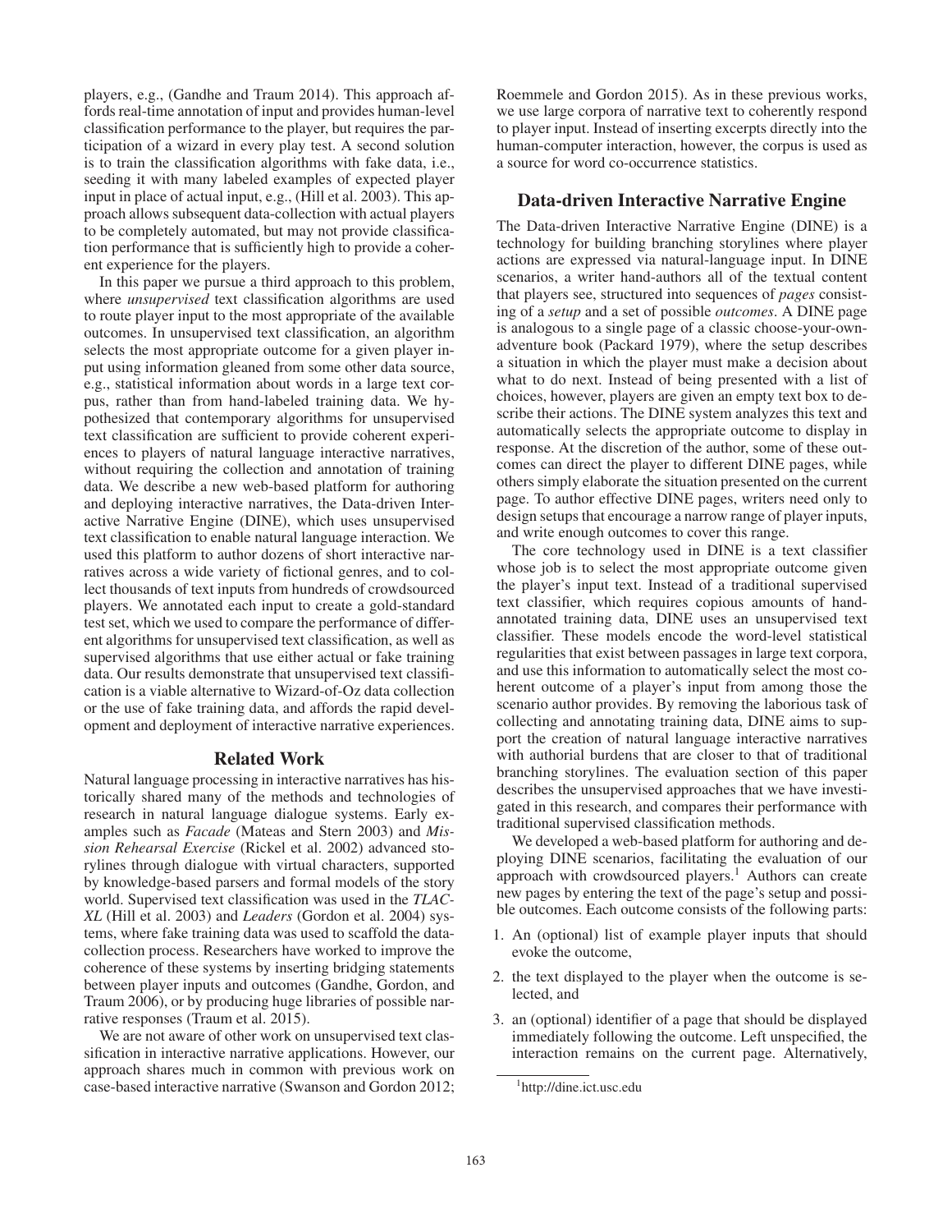players, e.g., (Gandhe and Traum 2014). This approach affords real-time annotation of input and provides human-level classification performance to the player, but requires the participation of a wizard in every play test. A second solution is to train the classification algorithms with fake data, i.e., seeding it with many labeled examples of expected player input in place of actual input, e.g., (Hill et al. 2003). This approach allows subsequent data-collection with actual players to be completely automated, but may not provide classification performance that is sufficiently high to provide a coherent experience for the players.

In this paper we pursue a third approach to this problem, where *unsupervised* text classification algorithms are used to route player input to the most appropriate of the available outcomes. In unsupervised text classification, an algorithm selects the most appropriate outcome for a given player input using information gleaned from some other data source, e.g., statistical information about words in a large text corpus, rather than from hand-labeled training data. We hypothesized that contemporary algorithms for unsupervised text classification are sufficient to provide coherent experiences to players of natural language interactive narratives, without requiring the collection and annotation of training data. We describe a new web-based platform for authoring and deploying interactive narratives, the Data-driven Interactive Narrative Engine (DINE), which uses unsupervised text classification to enable natural language interaction. We used this platform to author dozens of short interactive narratives across a wide variety of fictional genres, and to collect thousands of text inputs from hundreds of crowdsourced players. We annotated each input to create a gold-standard test set, which we used to compare the performance of different algorithms for unsupervised text classification, as well as supervised algorithms that use either actual or fake training data. Our results demonstrate that unsupervised text classification is a viable alternative to Wizard-of-Oz data collection or the use of fake training data, and affords the rapid development and deployment of interactive narrative experiences.

## Related Work

Natural language processing in interactive narratives has historically shared many of the methods and technologies of research in natural language dialogue systems. Early examples such as *Facade* (Mateas and Stern 2003) and *Mission Rehearsal Exercise* (Rickel et al. 2002) advanced storylines through dialogue with virtual characters, supported by knowledge-based parsers and formal models of the story world. Supervised text classification was used in the *TLAC-XL* (Hill et al. 2003) and *Leaders* (Gordon et al. 2004) systems, where fake training data was used to scaffold the data-collection process. Researchers have worked to improve the coherence of these systems by inserting bridging statements between player inputs and outcomes (Gandhe, Gordon, and Traum 2006), or by producing huge libraries of possible narrative responses (Traum et al. 2015).

We are not aware of other work on unsupervised text classification in interactive narrative applications. However, our approach shares much in common with previous work on case-based interactive narrative (Swanson and Gordon 2012; Roemmele and Gordon 2015). As in these previous works, we use large corpora of narrative text to coherently respond to player input. Instead of inserting excerpts directly into the human-computer interaction, however, the corpus is used as a source for word co-occurrence statistics.

## Data-driven Interactive Narrative Engine

The Data-driven Interactive Narrative Engine (DINE) is a technology for building branching storylines where player actions are expressed via natural-language input. In DINE scenarios, a writer hand-authors all of the textual content that players see, structured into sequences of *pages* consisting of a *setup* and a set of possible *outcomes*. A DINE page is analogous to a single page of a classic choose-your-own-adventure book (Packard 1979), where the setup describes a situation in which the player must make a decision about what to do next. Instead of being presented with a list of choices, however, players are given an empty text box to describe their actions. The DINE system analyzes this text and automatically selects the appropriate outcome to display in response. At the discretion of the author, some of these outcomes can direct the player to different DINE pages, while others simply elaborate the situation presented on the current page. To author effective DINE pages, writers need only to design setups that encourage a narrow range of player inputs, and write enough outcomes to cover this range.

The core technology used in DINE is a text classifier whose job is to select the most appropriate outcome given the player's input text. Instead of a traditional supervised text classifier, which requires copious amounts of hand-annotated training data, DINE uses an unsupervised text classifier. These models encode the word-level statistical regularities that exist between passages in large text corpora, and use this information to automatically select the most coherent outcome of a player's input from among those the scenario author provides. By removing the laborious task of collecting and annotating training data, DINE aims to support the creation of natural language interactive narratives with authorial burdens that are closer to that of traditional branching storylines. The evaluation section of this paper describes the unsupervised approaches that we have investigated in this research, and compares their performance with traditional supervised classification methods.

We developed a web-based platform for authoring and deploying DINE scenarios, facilitating the evaluation of our approach with crowdsourced players.[1] Authors can create new pages by entering the text of the page's setup and possible outcomes. Each outcome consists of the following parts:

1. An (optional) list of example player inputs that should evoke the outcome,
2. the text displayed to the player when the outcome is selected, and
3. an (optional) identifier of a page that should be displayed immediately following the outcome. Left unspecified, the interaction remains on the current page. Alternatively,

[1] http://dine.ict.usc.edu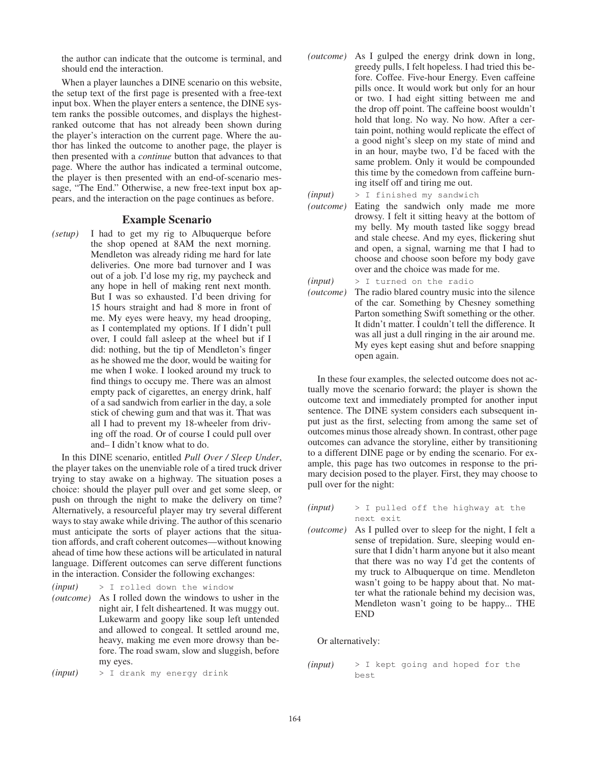the author can indicate that the outcome is terminal, and should end the interaction.

When a player launches a DINE scenario on this website, the setup text of the first page is presented with a free-text input box. When the player enters a sentence, the DINE system ranks the possible outcomes, and displays the highest-ranked outcome that has not already been shown during the player's interaction on the current page. Where the author has linked the outcome to another page, the player is then presented with a *continue* button that advances to that page. Where the author has indicated a terminal outcome, the player is then presented with an end-of-scenario message, "The End." Otherwise, a new free-text input box appears, and the interaction on the page continues as before.

## Example Scenario

*(setup)* I had to get my rig to Albuquerque before the shop opened at 8AM the next morning. Mendleton was already riding me hard for late deliveries. One more bad turnover and I was out of a job. I'd lose my rig, my paycheck and any hope in hell of making rent next month. But I was so exhausted. I'd been driving for 15 hours straight and had 8 more in front of me. My eyes were heavy, my head drooping, as I contemplated my options. If I didn't pull over, I could fall asleep at the wheel but if I did: nothing, but the tip of Mendleton's finger as he showed me the door, would be waiting for me when I woke. I looked around my truck to find things to occupy me. There was an almost empty pack of cigarettes, an energy drink, half of a sad sandwich from earlier in the day, a sole stick of chewing gum and that was it. That was all I had to prevent my 18-wheeler from driving off the road. Or of course I could pull over and– I didn't know what to do.

In this DINE scenario, entitled *Pull Over / Sleep Under*, the player takes on the unenviable role of a tired truck driver trying to stay awake on a highway. The situation poses a choice: should the player pull over and get some sleep, or push on through the night to make the delivery on time? Alternatively, a resourceful player may try several different ways to stay awake while driving. The author of this scenario must anticipate the sorts of player actions that the situation affords, and craft coherent outcomes—without knowing ahead of time how these actions will be articulated in natural language. Different outcomes can serve different functions in the interaction. Consider the following exchanges:

*(input)* `> I rolled down the window`

*(outcome)* As I rolled down the windows to usher in the night air, I felt disheartened. It was muggy out. Lukewarm and goopy like soup left untended and allowed to congeal. It settled around me, heavy, making me even more drowsy than before. The road swam, slow and sluggish, before my eyes.

*(input)* `> I drank my energy drink`

*(outcome)* As I gulped the energy drink down in long, greedy pulls, I felt hopeless. I had tried this before. Coffee. Five-hour Energy. Even caffeine pills once. It would work but only for an hour or two. I had eight sitting between me and the drop off point. The caffeine boost wouldn't hold that long. No way. No how. After a certain point, nothing would replicate the effect of a good night's sleep on my state of mind and in an hour, maybe two, I'd be faced with the same problem. Only it would be compounded this time by the comedown from caffeine burning itself off and tiring me out.

*(input)* `> I finished my sandwich`

*(outcome)* Eating the sandwich only made me more drowsy. I felt it sitting heavy at the bottom of my belly. My mouth tasted like soggy bread and stale cheese. And my eyes, flickering shut and open, a signal, warning me that I had to choose and choose soon before my body gave over and the choice was made for me.

*(input)* `> I turned on the radio`

*(outcome)* The radio blared country music into the silence of the car. Something by Chesney something Parton something Swift something or the other. It didn't matter. I couldn't tell the difference. It was all just a dull ringing in the air around me. My eyes kept easing shut and before snapping open again.

In these four examples, the selected outcome does not actually move the scenario forward; the player is shown the outcome text and immediately prompted for another input sentence. The DINE system considers each subsequent input just as the first, selecting from among the same set of outcomes minus those already shown. In contrast, other page outcomes can advance the storyline, either by transitioning to a different DINE page or by ending the scenario. For example, this page has two outcomes in response to the primary decision posed to the player. First, they may choose to pull over for the night:

*(input)* `> I pulled off the highway at the next exit`

*(outcome)* As I pulled over to sleep for the night, I felt a sense of trepidation. Sure, sleeping would ensure that I didn't harm anyone but it also meant that there was no way I'd get the contents of my truck to Albuquerque on time. Mendleton wasn't going to be happy about that. No matter what the rationale behind my decision was, Mendleton wasn't going to be happy... THE END

Or alternatively:

*(input)* `> I kept going and hoped for the best`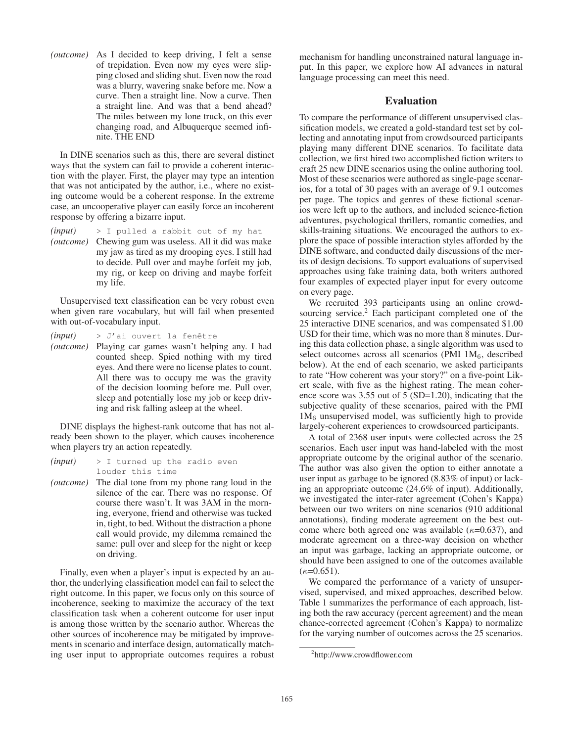*(outcome)* As I decided to keep driving, I felt a sense of trepidation. Even now my eyes were slipping closed and sliding shut. Even now the road was a blurry, wavering snake before me. Now a curve. Then a straight line. Now a curve. Then a straight line. And was that a bend ahead? The miles between my lone truck, on this ever changing road, and Albuquerque seemed infinite. THE END

In DINE scenarios such as this, there are several distinct ways that the system can fail to provide a coherent interaction with the player. First, the player may type an intention that was not anticipated by the author, i.e., where no existing outcome would be a coherent response. In the extreme case, an uncooperative player can easily force an incoherent response by offering a bizarre input.

*(input)* `> I pulled a rabbit out of my hat`

*(outcome)* Chewing gum was useless. All it did was make my jaw as tired as my drooping eyes. I still had to decide. Pull over and maybe forfeit my job, my rig, or keep on driving and maybe forfeit my life.

Unsupervised text classification can be very robust even when given rare vocabulary, but will fail when presented with out-of-vocabulary input.

*(input)* `> J'ai ouvert la fenêtre`

*(outcome)* Playing car games wasn't helping any. I had counted sheep. Spied nothing with my tired eyes. And there were no license plates to count. All there was to occupy me was the gravity of the decision looming before me. Pull over, sleep and potentially lose my job or keep driving and risk falling asleep at the wheel.

DINE displays the highest-rank outcome that has not already been shown to the player, which causes incoherence when players try an action repeatedly.

*(input)* `> I turned up the radio even louder this time`

*(outcome)* The dial tone from my phone rang loud in the silence of the car. There was no response. Of course there wasn't. It was 3AM in the morning, everyone, friend and otherwise was tucked in, tight, to bed. Without the distraction a phone call would provide, my dilemma remained the same: pull over and sleep for the night or keep on driving.

Finally, even when a player's input is expected by an author, the underlying classification model can fail to select the right outcome. In this paper, we focus only on this source of incoherence, seeking to maximize the accuracy of the text classification task when a coherent outcome for user input is among those written by the scenario author. Whereas the other sources of incoherence may be mitigated by improvements in scenario and interface design, automatically matching user input to appropriate outcomes requires a robust mechanism for handling unconstrained natural language input. In this paper, we explore how AI advances in natural language processing can meet this need.

## Evaluation

To compare the performance of different unsupervised classification models, we created a gold-standard test set by collecting and annotating input from crowdsourced participants playing many different DINE scenarios. To facilitate data collection, we first hired two accomplished fiction writers to craft 25 new DINE scenarios using the online authoring tool. Most of these scenarios were authored as single-page scenarios, for a total of 30 pages with an average of 9.1 outcomes per page. The topics and genres of these fictional scenarios were left up to the authors, and included science-fiction adventures, psychological thrillers, romantic comedies, and skills-training situations. We encouraged the authors to explore the space of possible interaction styles afforded by the DINE software, and conducted daily discussions of the merits of design decisions. To support evaluations of supervised approaches using fake training data, both writers authored four examples of expected player input for every outcome on every page.

We recruited 393 participants using an online crowdsourcing service.[2] Each participant completed one of the 25 interactive DINE scenarios, and was compensated $1.00 USD for their time, which was no more than 8 minutes. During this data collection phase, a single algorithm was used to select outcomes across all scenarios (PMI $1M_6$, described below). At the end of each scenario, we asked participants to rate "How coherent was your story?" on a five-point Likert scale, with five as the highest rating. The mean coherence score was 3.55 out of 5 (SD=1.20), indicating that the subjective quality of these scenarios, paired with the PMI $1M_6$ unsupervised model, was sufficiently high to provide largely-coherent experiences to crowdsourced participants.

A total of 2368 user inputs were collected across the 25 scenarios. Each user input was hand-labeled with the most appropriate outcome by the original author of the scenario. The author was also given the option to either annotate a user input as garbage to be ignored (8.83% of input) or lacking an appropriate outcome (24.6% of input). Additionally, we investigated the inter-rater agreement (Cohen's Kappa) between our two writers on nine scenarios (910 additional annotations), finding moderate agreement on the best outcome where both agreed one was available ($\kappa$=0.637), and moderate agreement on a three-way decision on whether an input was garbage, lacking an appropriate outcome, or should have been assigned to one of the outcomes available ($\kappa$=0.651).

We compared the performance of a variety of unsupervised, supervised, and mixed approaches, described below. Table 1 summarizes the performance of each approach, listing both the raw accuracy (percent agreement) and the mean chance-corrected agreement (Cohen's Kappa) to normalize for the varying number of outcomes across the 25 scenarios.

[2] http://www.crowdflower.com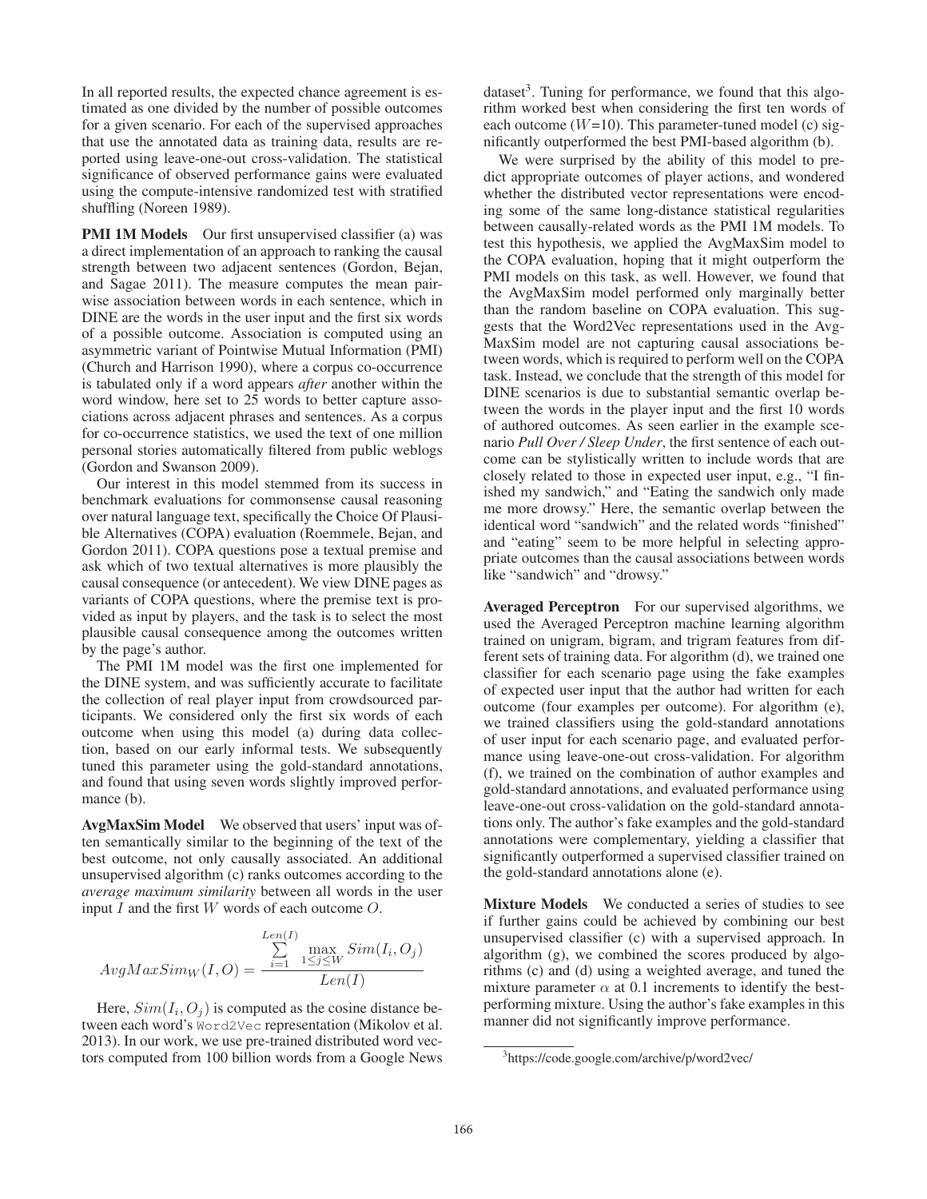In all reported results, the expected chance agreement is estimated as one divided by the number of possible outcomes for a given scenario. For each of the supervised approaches that use the annotated data as training data, results are reported using leave-one-out cross-validation. The statistical significance of observed performance gains were evaluated using the compute-intensive randomized test with stratified shuffling (Noreen 1989).

**PMI 1M Models** Our first unsupervised classifier (a) was a direct implementation of an approach to ranking the causal strength between two adjacent sentences (Gordon, Bejan, and Sagae 2011). The measure computes the mean pairwise association between words in each sentence, which in DINE are the words in the user input and the first six words of a possible outcome. Association is computed using an asymmetric variant of Pointwise Mutual Information (PMI) (Church and Harrison 1990), where a corpus co-occurrence is tabulated only if a word appears *after* another within the word window, here set to 25 words to better capture associations across adjacent phrases and sentences. As a corpus for co-occurrence statistics, we used the text of one million personal stories automatically filtered from public weblogs (Gordon and Swanson 2009).

Our interest in this model stemmed from its success in benchmark evaluations for commonsense causal reasoning over natural language text, specifically the Choice Of Plausible Alternatives (COPA) evaluation (Roemmele, Bejan, and Gordon 2011). COPA questions pose a textual premise and ask which of two textual alternatives is more plausibly the causal consequence (or antecedent). We view DINE pages as variants of COPA questions, where the premise text is provided as input by players, and the task is to select the most plausible causal consequence among the outcomes written by the page's author.

The PMI 1M model was the first one implemented for the DINE system, and was sufficiently accurate to facilitate the collection of real player input from crowdsourced participants. We considered only the first six words of each outcome when using this model (a) during data collection, based on our early informal tests. We subsequently tuned this parameter using the gold-standard annotations, and found that using seven words slightly improved performance (b).

**AvgMaxSim Model** We observed that users' input was often semantically similar to the beginning of the text of the best outcome, not only causally associated. An additional unsupervised algorithm (c) ranks outcomes according to the *average maximum similarity* between all words in the user input $I$ and the first $W$ words of each outcome $O$.

$$AvgMaxSim_W(I, O) = \frac{\sum_{i=1}^{Len(I)} \max_{1 \leq j \leq W} Sim(I_i, O_j)}{Len(I)}$$

Here, $Sim(I_i, O_j)$ is computed as the cosine distance between each word's Word2Vec representation (Mikolov et al. 2013). In our work, we use pre-trained distributed word vectors computed from 100 billion words from a Google News dataset[3]. Tuning for performance, we found that this algorithm worked best when considering the first ten words of each outcome ($W$=10). This parameter-tuned model (c) significantly outperformed the best PMI-based algorithm (b).

We were surprised by the ability of this model to predict appropriate outcomes of player actions, and wondered whether the distributed vector representations were encoding some of the same long-distance statistical regularities between causally-related words as the PMI 1M models. To test this hypothesis, we applied the AvgMaxSim model to the COPA evaluation, hoping that it might outperform the PMI models on this task, as well. However, we found that the AvgMaxSim model performed only marginally better than the random baseline on COPA evaluation. This suggests that the Word2Vec representations used in the AvgMaxSim model are not capturing causal associations between words, which is required to perform well on the COPA task. Instead, we conclude that the strength of this model for DINE scenarios is due to substantial semantic overlap between the words in the player input and the first 10 words of authored outcomes. As seen earlier in the example scenario *Pull Over / Sleep Under*, the first sentence of each outcome can be stylistically written to include words that are closely related to those in expected user input, e.g., "I finished my sandwich," and "Eating the sandwich only made me more drowsy." Here, the semantic overlap between the identical word "sandwich" and the related words "finished" and "eating" seem to be more helpful in selecting appropriate outcomes than the causal associations between words like "sandwich" and "drowsy."

**Averaged Perceptron** For our supervised algorithms, we used the Averaged Perceptron machine learning algorithm trained on unigram, bigram, and trigram features from different sets of training data. For algorithm (d), we trained one classifier for each scenario page using the fake examples of expected user input that the author had written for each outcome (four examples per outcome). For algorithm (e), we trained classifiers using the gold-standard annotations of user input for each scenario page, and evaluated performance using leave-one-out cross-validation. For algorithm (f), we trained on the combination of author examples and gold-standard annotations, and evaluated performance using leave-one-out cross-validation on the gold-standard annotations only. The author's fake examples and the gold-standard annotations were complementary, yielding a classifier that significantly outperformed a supervised classifier trained on the gold-standard annotations alone (e).

**Mixture Models** We conducted a series of studies to see if further gains could be achieved by combining our best unsupervised classifier (c) with a supervised approach. In algorithm (g), we combined the scores produced by algorithms (c) and (d) using a weighted average, and tuned the mixture parameter $\alpha$ at 0.1 increments to identify the best-performing mixture. Using the author's fake examples in this manner did not significantly improve performance.

[3] https://code.google.com/archive/p/word2vec/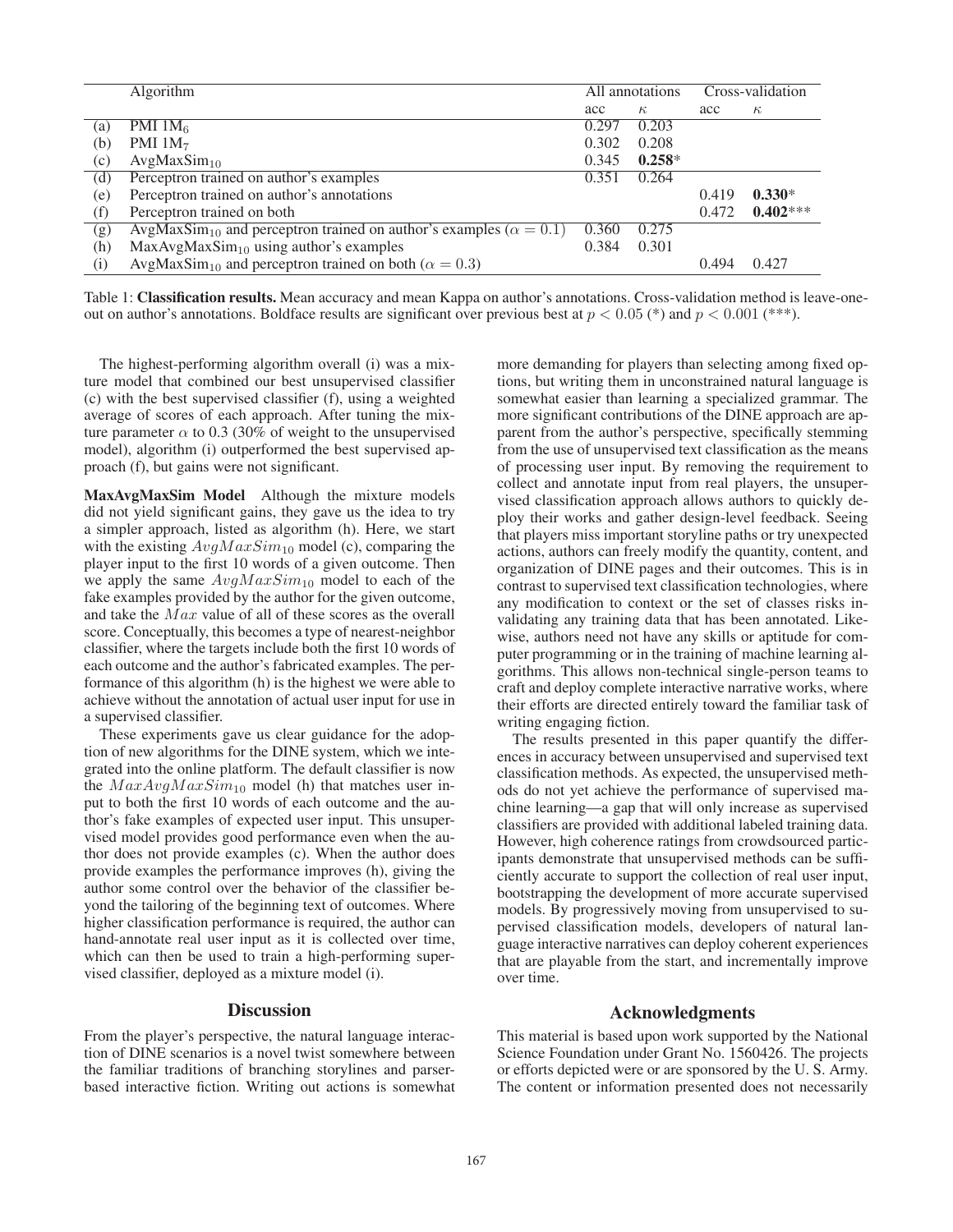| | Algorithm | All annotations | | Cross-validation | |
|---|---|---|---|---|---|
| | | acc | $\kappa$ | acc | $\kappa$ |
| (a) | PMI 1M$_6$ | 0.297 | 0.203 | | |
| (b) | PMI 1M$_7$ | 0.302 | 0.208 | | |
| (c) | AvgMaxSim$_{10}$ | 0.345 | **0.258**\* | | |
| (d) | Perceptron trained on author's examples | 0.351 | 0.264 | | |
| (e) | Perceptron trained on author's annotations | | | 0.419 | **0.330**\* |
| (f) | Perceptron trained on both | | | 0.472 | **0.402**\*\*\* |
| (g) | AvgMaxSim$_{10}$ and perceptron trained on author's examples ($\alpha = 0.1$) | 0.360 | 0.275 | | |
| (h) | MaxAvgMaxSim$_{10}$ using author's examples | 0.384 | 0.301 | | |
| (i) | AvgMaxSim$_{10}$ and perceptron trained on both ($\alpha = 0.3$) | | | 0.494 | 0.427 |

Table 1: **Classification results.** Mean accuracy and mean Kappa on author's annotations. Cross-validation method is leave-one-out on author's annotations. Boldface results are significant over previous best at $p < 0.05$ (\*) and $p < 0.001$ (\*\*\*).

The highest-performing algorithm overall (i) was a mixture model that combined our best unsupervised classifier (c) with the best supervised classifier (f), using a weighted average of scores of each approach. After tuning the mixture parameter $\alpha$ to 0.3 (30% of weight to the unsupervised model), algorithm (i) outperformed the best supervised approach (f), but gains were not significant.

**MaxAvgMaxSim Model** Although the mixture models did not yield significant gains, they gave us the idea to try a simpler approach, listed as algorithm (h). Here, we start with the existing $AvgMaxSim_{10}$ model (c), comparing the player input to the first 10 words of a given outcome. Then we apply the same $AvgMaxSim_{10}$ model to each of the fake examples provided by the author for the given outcome, and take the $Max$ value of all of these scores as the overall score. Conceptually, this becomes a type of nearest-neighbor classifier, where the targets include both the first 10 words of each outcome and the author's fabricated examples. The performance of this algorithm (h) is the highest we were able to achieve without the annotation of actual user input for use in a supervised classifier.

These experiments gave us clear guidance for the adoption of new algorithms for the DINE system, which we integrated into the online platform. The default classifier is now the $MaxAvgMaxSim_{10}$ model (h) that matches user input to both the first 10 words of each outcome and the author's fake examples of expected user input. This unsupervised model provides good performance even when the author does not provide examples (c). When the author does provide examples the performance improves (h), giving the author some control over the behavior of the classifier beyond the tailoring of the beginning text of outcomes. Where higher classification performance is required, the author can hand-annotate real user input as it is collected over time, which can then be used to train a high-performing supervised classifier, deployed as a mixture model (i).

## Discussion

From the player's perspective, the natural language interaction of DINE scenarios is a novel twist somewhere between the familiar traditions of branching storylines and parser-based interactive fiction. Writing out actions is somewhat more demanding for players than selecting among fixed options, but writing them in unconstrained natural language is somewhat easier than learning a specialized grammar. The more significant contributions of the DINE approach are apparent from the author's perspective, specifically stemming from the use of unsupervised text classification as the means of processing user input. By removing the requirement to collect and annotate input from real players, the unsupervised classification approach allows authors to quickly deploy their works and gather design-level feedback. Seeing that players miss important storyline paths or try unexpected actions, authors can freely modify the quantity, content, and organization of DINE pages and their outcomes. This is in contrast to supervised text classification technologies, where any modification to context or the set of classes risks invalidating any training data that has been annotated. Likewise, authors need not have any skills or aptitude for computer programming or in the training of machine learning algorithms. This allows non-technical single-person teams to craft and deploy complete interactive narrative works, where their efforts are directed entirely toward the familiar task of writing engaging fiction.

The results presented in this paper quantify the differences in accuracy between unsupervised and supervised text classification methods. As expected, the unsupervised methods do not yet achieve the performance of supervised machine learning—a gap that will only increase as supervised classifiers are provided with additional labeled training data. However, high coherence ratings from crowdsourced participants demonstrate that unsupervised methods can be sufficiently accurate to support the collection of real user input, bootstrapping the development of more accurate supervised models. By progressively moving from unsupervised to supervised classification models, developers of natural language interactive narratives can deploy coherent experiences that are playable from the start, and incrementally improve over time.

## Acknowledgments

This material is based upon work supported by the National Science Foundation under Grant No. 1560426. The projects or efforts depicted were or are sponsored by the U. S. Army. The content or information presented does not necessarily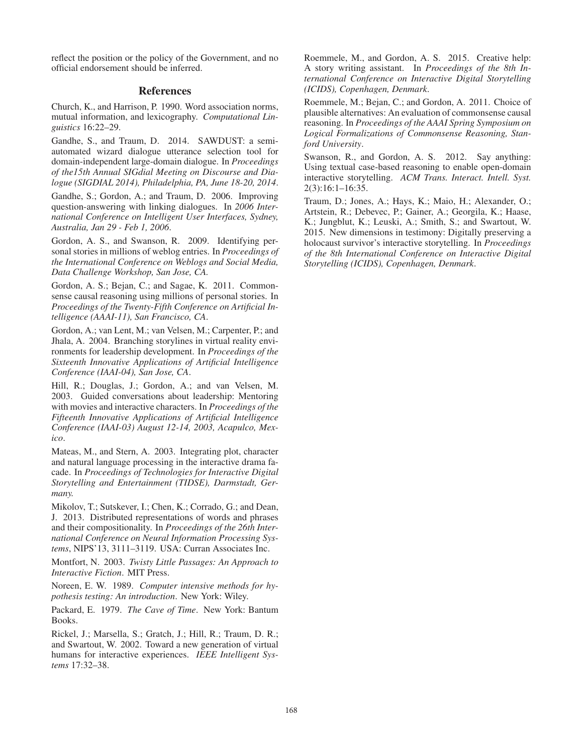reflect the position or the policy of the Government, and no official endorsement should be inferred.

## References

Church, K., and Harrison, P. 1990. Word association norms, mutual information, and lexicography. *Computational Linguistics* 16:22–29.

Gandhe, S., and Traum, D. 2014. SAWDUST: a semi-automated wizard dialogue utterance selection tool for domain-independent large-domain dialogue. In *Proceedings of the15th Annual SIGdial Meeting on Discourse and Dialogue (SIGDIAL 2014), Philadelphia, PA, June 18-20, 2014*.

Gandhe, S.; Gordon, A.; and Traum, D. 2006. Improving question-answering with linking dialogues. In *2006 International Conference on Intelligent User Interfaces, Sydney, Australia, Jan 29 - Feb 1, 2006*.

Gordon, A. S., and Swanson, R. 2009. Identifying personal stories in millions of weblog entries. In *Proceedings of the International Conference on Weblogs and Social Media, Data Challenge Workshop, San Jose, CA*.

Gordon, A. S.; Bejan, C.; and Sagae, K. 2011. Commonsense causal reasoning using millions of personal stories. In *Proceedings of the Twenty-Fifth Conference on Artificial Intelligence (AAAI-11), San Francisco, CA*.

Gordon, A.; van Lent, M.; van Velsen, M.; Carpenter, P.; and Jhala, A. 2004. Branching storylines in virtual reality environments for leadership development. In *Proceedings of the Sixteenth Innovative Applications of Artificial Intelligence Conference (IAAI-04), San Jose, CA*.

Hill, R.; Douglas, J.; Gordon, A.; and van Velsen, M. 2003. Guided conversations about leadership: Mentoring with movies and interactive characters. In *Proceedings of the Fifteenth Innovative Applications of Artificial Intelligence Conference (IAAI-03) August 12-14, 2003, Acapulco, Mexico*.

Mateas, M., and Stern, A. 2003. Integrating plot, character and natural language processing in the interactive drama facade. In *Proceedings of Technologies for Interactive Digital Storytelling and Entertainment (TIDSE), Darmstadt, Germany.*

Mikolov, T.; Sutskever, I.; Chen, K.; Corrado, G.; and Dean, J. 2013. Distributed representations of words and phrases and their compositionality. In *Proceedings of the 26th International Conference on Neural Information Processing Systems*, NIPS'13, 3111–3119. USA: Curran Associates Inc.

Montfort, N. 2003. *Twisty Little Passages: An Approach to Interactive Fiction*. MIT Press.

Noreen, E. W. 1989. *Computer intensive methods for hypothesis testing: An introduction*. New York: Wiley.

Packard, E. 1979. *The Cave of Time*. New York: Bantum Books.

Rickel, J.; Marsella, S.; Gratch, J.; Hill, R.; Traum, D. R.; and Swartout, W. 2002. Toward a new generation of virtual humans for interactive experiences. *IEEE Intelligent Systems* 17:32–38.

Roemmele, M., and Gordon, A. S. 2015. Creative help: A story writing assistant. In *Proceedings of the 8th International Conference on Interactive Digital Storytelling (ICIDS), Copenhagen, Denmark*.

Roemmele, M.; Bejan, C.; and Gordon, A. 2011. Choice of plausible alternatives: An evaluation of commonsense causal reasoning. In *Proceedings of the AAAI Spring Symposium on Logical Formalizations of Commonsense Reasoning, Stanford University*.

Swanson, R., and Gordon, A. S. 2012. Say anything: Using textual case-based reasoning to enable open-domain interactive storytelling. *ACM Trans. Interact. Intell. Syst.* 2(3):16:1–16:35.

Traum, D.; Jones, A.; Hays, K.; Maio, H.; Alexander, O.; Artstein, R.; Debevec, P.; Gainer, A.; Georgila, K.; Haase, K.; Jungblut, K.; Leuski, A.; Smith, S.; and Swartout, W. 2015. New dimensions in testimony: Digitally preserving a holocaust survivor's interactive storytelling. In *Proceedings of the 8th International Conference on Interactive Digital Storytelling (ICIDS), Copenhagen, Denmark*.